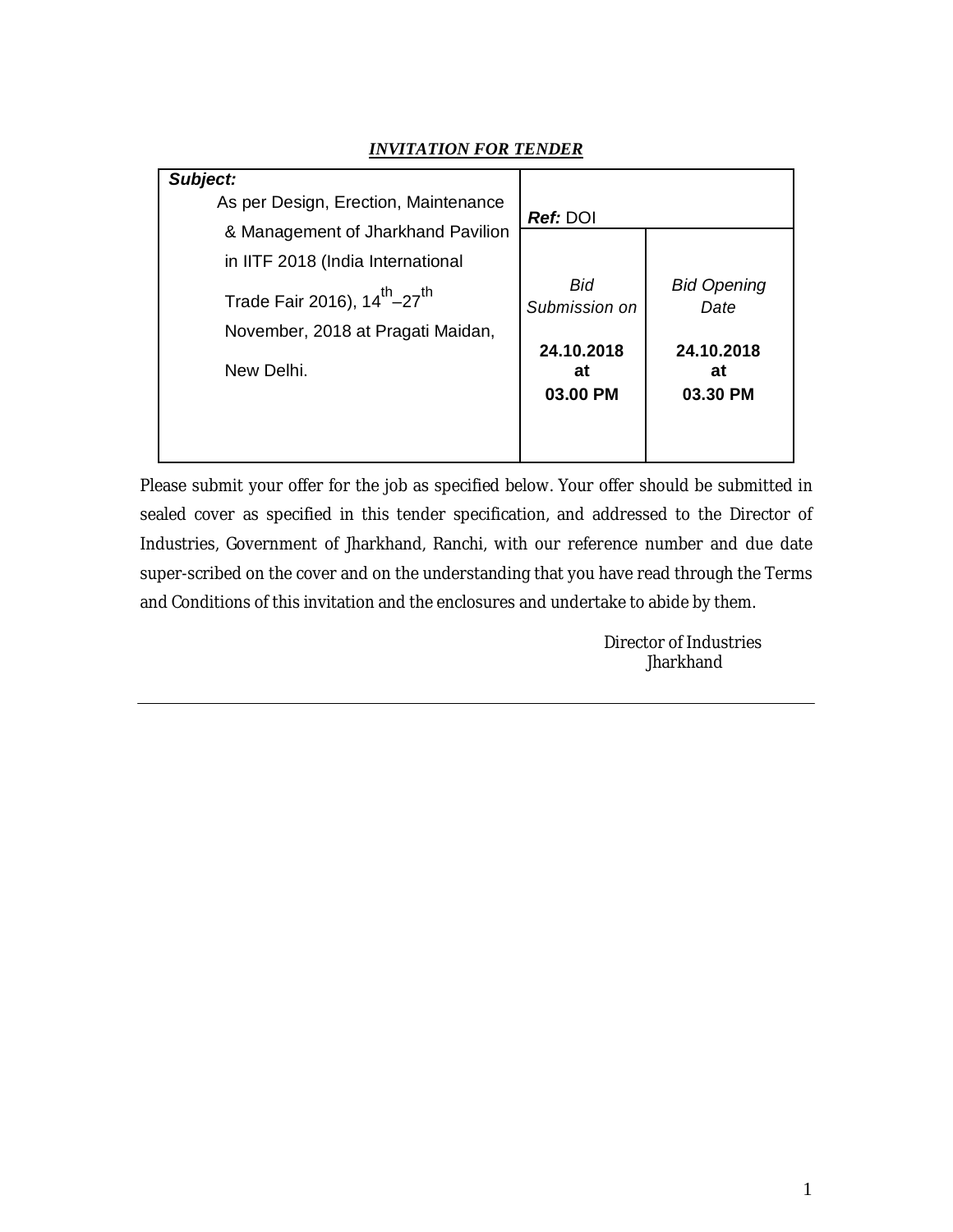***INVITATION FOR TENDER***

| ***Subject:*** As per Design, Erection, Maintenance & Management of Jharkhand Pavilion in IITF 2018 (India International Trade Fair 2016), $14^{th}$–$27^{th}$ November, 2018 at Pragati Maidan, New Delhi. | ***Ref:*** DOI | |
|---|---|---|
| | *Bid Submission on* | *Bid Opening Date* |
| | **24.10.2018 at 03.00 PM** | **24.10.2018 at 03.30 PM** |

Please submit your offer for the job as specified below. Your offer should be submitted in sealed cover as specified in this tender specification, and addressed to the Director of Industries, Government of Jharkhand, Ranchi, with our reference number and due date super-scribed on the cover and on the understanding that you have read through the Terms and Conditions of this invitation and the enclosures and undertake to abide by them.

Director of Industries
Jharkhand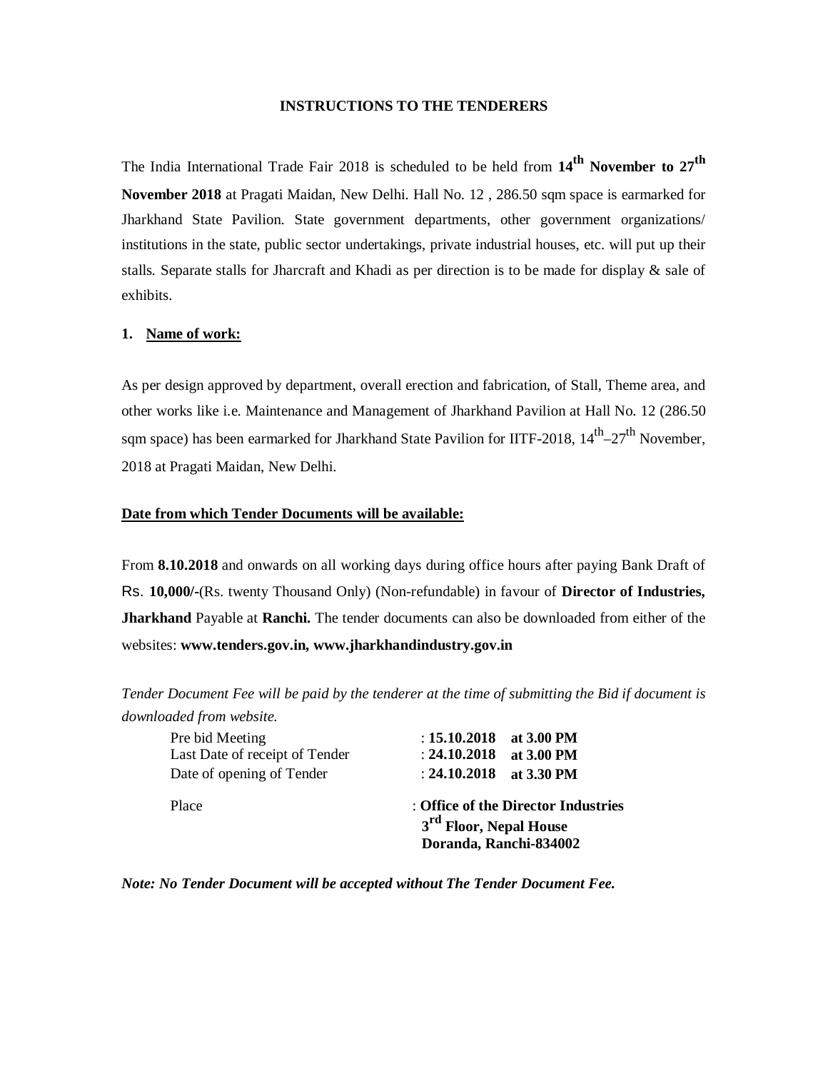**INSTRUCTIONS TO THE TENDERERS**

The India International Trade Fair 2018 is scheduled to be held from **14$^{th}$ November to 27$^{th}$ November 2018** at Pragati Maidan, New Delhi. Hall No. 12 , 286.50 sqm space is earmarked for Jharkhand State Pavilion. State government departments, other government organizations/ institutions in the state, public sector undertakings, private industrial houses, etc. will put up their stalls. Separate stalls for Jharcraft and Khadi as per direction is to be made for display & sale of exhibits.

**1. Name of work:**

As per design approved by department, overall erection and fabrication, of Stall, Theme area, and other works like i.e. Maintenance and Management of Jharkhand Pavilion at Hall No. 12 (286.50 sqm space) has been earmarked for Jharkhand State Pavilion for IITF-2018, 14$^{th}$–27$^{th}$ November, 2018 at Pragati Maidan, New Delhi.

**Date from which Tender Documents will be available:**

From **8.10.2018** and onwards on all working days during office hours after paying Bank Draft of Rs. **10,000/-**(Rs. twenty Thousand Only) (Non-refundable) in favour of **Director of Industries, Jharkhand** Payable at **Ranchi.** The tender documents can also be downloaded from either of the websites: **www.tenders.gov.in, www.jharkhandindustry.gov.in**

*Tender Document Fee will be paid by the tenderer at the time of submitting the Bid if document is downloaded from website.*

| | |
|---|---|
| Pre bid Meeting | : **15.10.2018 at 3.00 PM** |
| Last Date of receipt of Tender | : **24.10.2018 at 3.00 PM** |
| Date of opening of Tender | : **24.10.2018 at 3.30 PM** |
| Place | : **Office of the Director Industries 3$^{rd}$ Floor, Nepal House Doranda, Ranchi-834002** |

***Note: No Tender Document will be accepted without The Tender Document Fee.***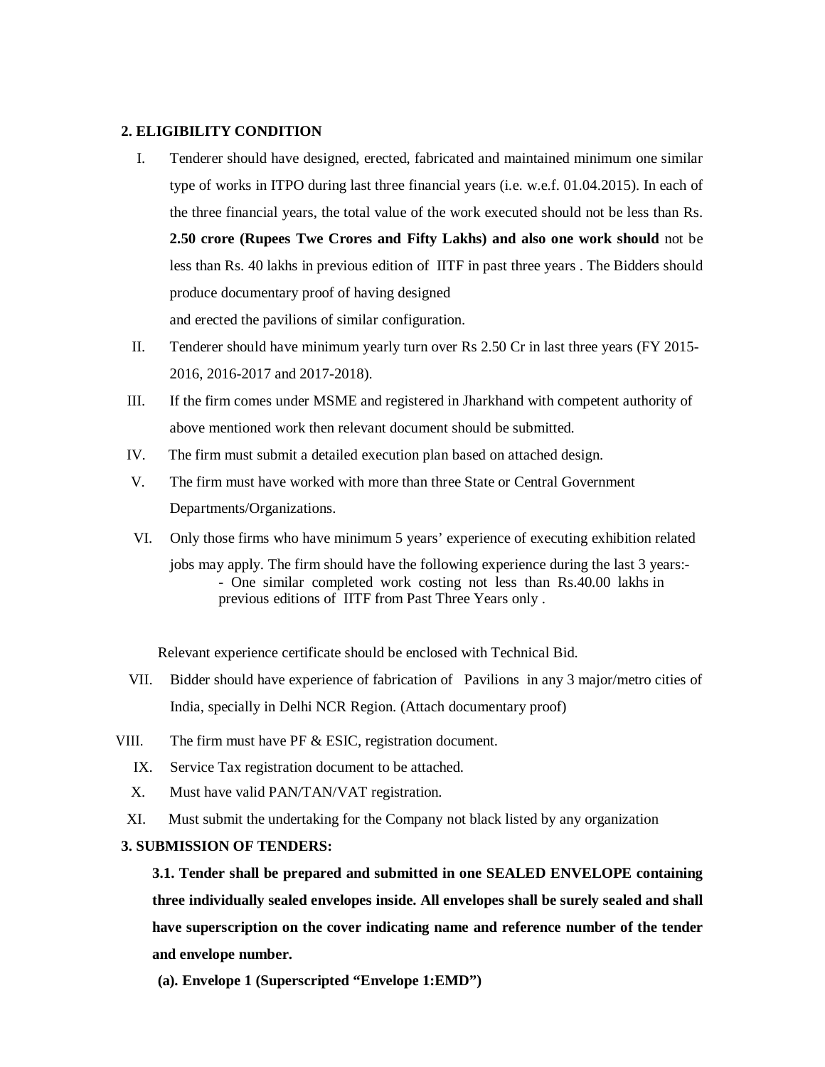## 2. ELIGIBILITY CONDITION

I. Tenderer should have designed, erected, fabricated and maintained minimum one similar type of works in ITPO during last three financial years (i.e. w.e.f. 01.04.2015). In each of the three financial years, the total value of the work executed should not be less than Rs. **2.50 crore (Rupees Twe Crores and Fifty Lakhs) and also one work should** not be less than Rs. 40 lakhs in previous edition of IITF in past three years . The Bidders should produce documentary proof of having designed and erected the pavilions of similar configuration.

II. Tenderer should have minimum yearly turn over Rs 2.50 Cr in last three years (FY 2015-2016, 2016-2017 and 2017-2018).

III. If the firm comes under MSME and registered in Jharkhand with competent authority of above mentioned work then relevant document should be submitted.

IV. The firm must submit a detailed execution plan based on attached design.

V. The firm must have worked with more than three State or Central Government Departments/Organizations.

VI. Only those firms who have minimum 5 years' experience of executing exhibition related jobs may apply. The firm should have the following experience during the last 3 years:-
   - One similar completed work costing not less than Rs.40.00 lakhs in previous editions of IITF from Past Three Years only .

   Relevant experience certificate should be enclosed with Technical Bid.

VII. Bidder should have experience of fabrication of Pavilions in any 3 major/metro cities of India, specially in Delhi NCR Region. (Attach documentary proof)

VIII. The firm must have PF & ESIC, registration document.

IX. Service Tax registration document to be attached.

X. Must have valid PAN/TAN/VAT registration.

XI. Must submit the undertaking for the Company not black listed by any organization

## 3. SUBMISSION OF TENDERS:

**3.1. Tender shall be prepared and submitted in one SEALED ENVELOPE containing three individually sealed envelopes inside. All envelopes shall be surely sealed and shall have superscription on the cover indicating name and reference number of the tender and envelope number.**

**(a). Envelope 1 (Superscripted "Envelope 1:EMD")**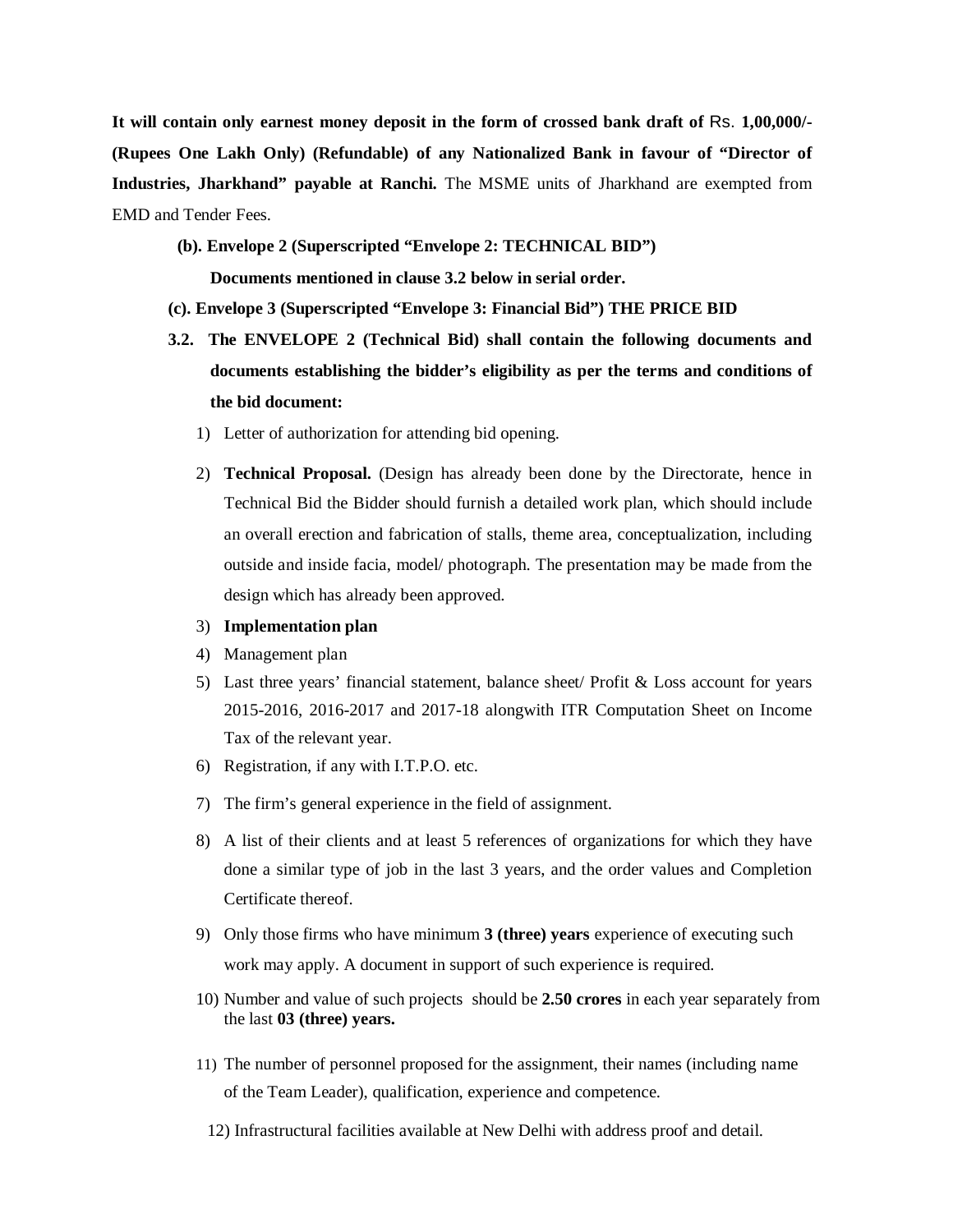**It will contain only earnest money deposit in the form of crossed bank draft of** Rs. **1,00,000/- (Rupees One Lakh Only) (Refundable) of any Nationalized Bank in favour of "Director of Industries, Jharkhand" payable at Ranchi.** The MSME units of Jharkhand are exempted from EMD and Tender Fees.

**(b). Envelope 2 (Superscripted "Envelope 2: TECHNICAL BID")**

**Documents mentioned in clause 3.2 below in serial order.**

**(c). Envelope 3 (Superscripted "Envelope 3: Financial Bid") THE PRICE BID**

**3.2. The ENVELOPE 2 (Technical Bid) shall contain the following documents and documents establishing the bidder's eligibility as per the terms and conditions of the bid document:**

1) Letter of authorization for attending bid opening.
2) **Technical Proposal.** (Design has already been done by the Directorate, hence in Technical Bid the Bidder should furnish a detailed work plan, which should include an overall erection and fabrication of stalls, theme area, conceptualization, including outside and inside facia, model/ photograph. The presentation may be made from the design which has already been approved.
3) **Implementation plan**
4) Management plan
5) Last three years' financial statement, balance sheet/ Profit & Loss account for years 2015-2016, 2016-2017 and 2017-18 alongwith ITR Computation Sheet on Income Tax of the relevant year.
6) Registration, if any with I.T.P.O. etc.
7) The firm's general experience in the field of assignment.
8) A list of their clients and at least 5 references of organizations for which they have done a similar type of job in the last 3 years, and the order values and Completion Certificate thereof.
9) Only those firms who have minimum **3 (three) years** experience of executing such work may apply. A document in support of such experience is required.
10) Number and value of such projects should be **2.50 crores** in each year separately from the last **03 (three) years.**
11) The number of personnel proposed for the assignment, their names (including name of the Team Leader), qualification, experience and competence.
12) Infrastructural facilities available at New Delhi with address proof and detail.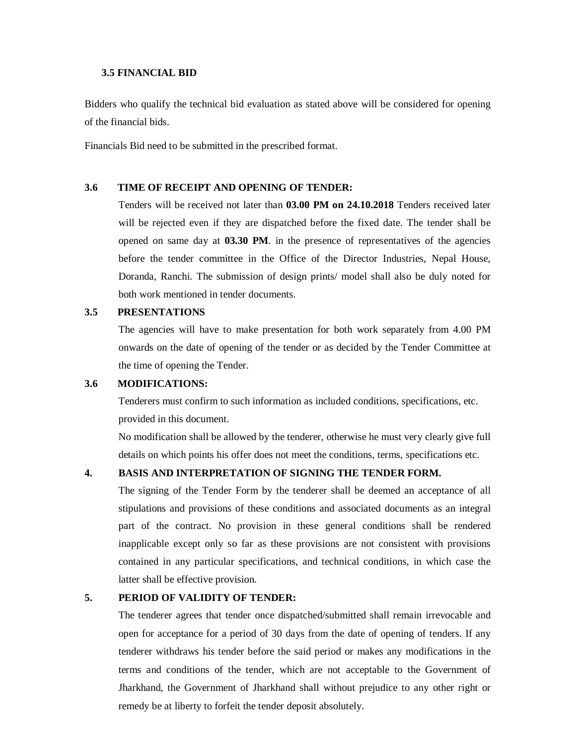### 3.5 FINANCIAL BID

Bidders who qualify the technical bid evaluation as stated above will be considered for opening of the financial bids.

Financials Bid need to be submitted in the prescribed format.

### 3.6 TIME OF RECEIPT AND OPENING OF TENDER:

Tenders will be received not later than **03.00 PM on 24.10.2018** Tenders received later will be rejected even if they are dispatched before the fixed date. The tender shall be opened on same day at **03.30 PM**. in the presence of representatives of the agencies before the tender committee in the Office of the Director Industries, Nepal House, Doranda, Ranchi. The submission of design prints/ model shall also be duly noted for both work mentioned in tender documents.

### 3.5 PRESENTATIONS

The agencies will have to make presentation for both work separately from 4.00 PM onwards on the date of opening of the tender or as decided by the Tender Committee at the time of opening the Tender.

### 3.6 MODIFICATIONS:

Tenderers must confirm to such information as included conditions, specifications, etc. provided in this document.

No modification shall be allowed by the tenderer, otherwise he must very clearly give full details on which points his offer does not meet the conditions, terms, specifications etc.

### 4. BASIS AND INTERPRETATION OF SIGNING THE TENDER FORM.

The signing of the Tender Form by the tenderer shall be deemed an acceptance of all stipulations and provisions of these conditions and associated documents as an integral part of the contract. No provision in these general conditions shall be rendered inapplicable except only so far as these provisions are not consistent with provisions contained in any particular specifications, and technical conditions, in which case the latter shall be effective provision.

### 5. PERIOD OF VALIDITY OF TENDER:

The tenderer agrees that tender once dispatched/submitted shall remain irrevocable and open for acceptance for a period of 30 days from the date of opening of tenders. If any tenderer withdraws his tender before the said period or makes any modifications in the terms and conditions of the tender, which are not acceptable to the Government of Jharkhand, the Government of Jharkhand shall without prejudice to any other right or remedy be at liberty to forfeit the tender deposit absolutely.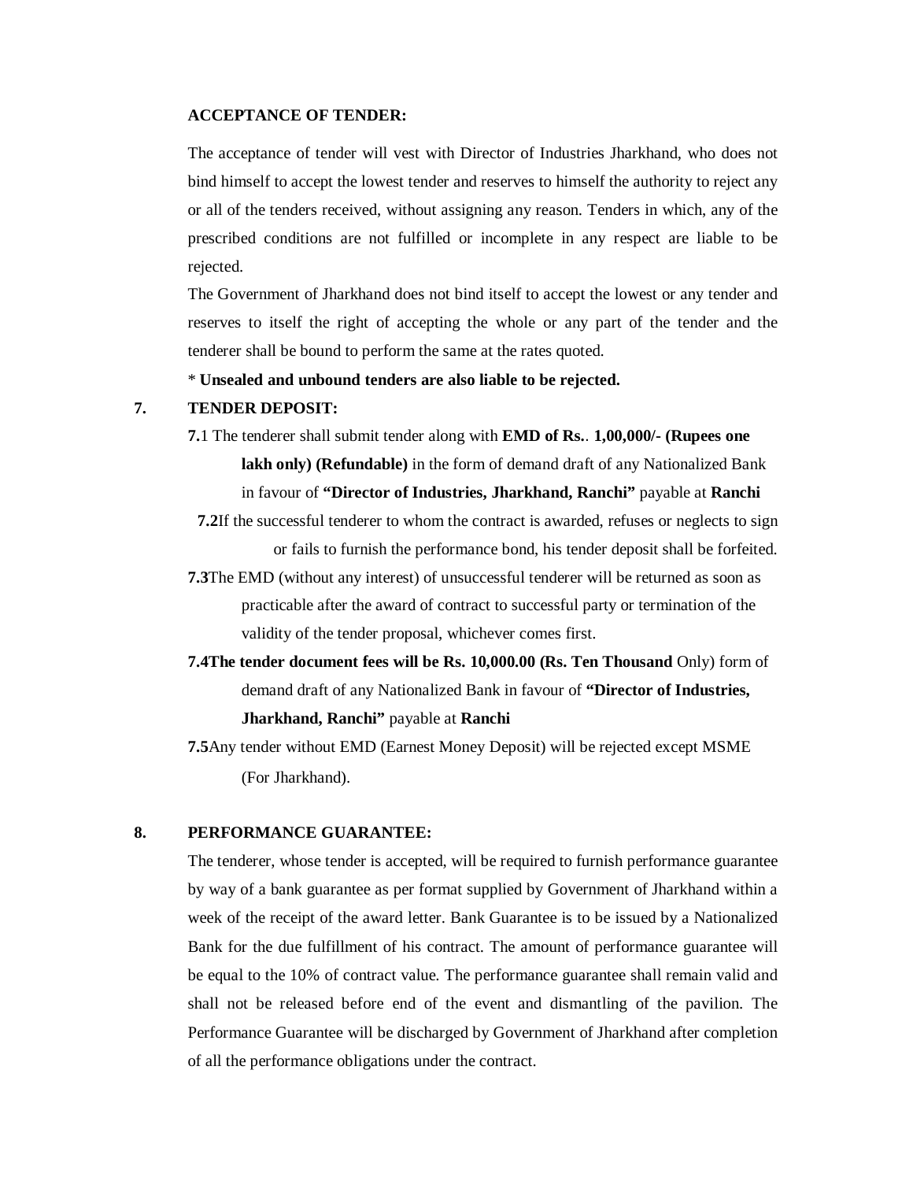**ACCEPTANCE OF TENDER:**

The acceptance of tender will vest with Director of Industries Jharkhand, who does not bind himself to accept the lowest tender and reserves to himself the authority to reject any or all of the tenders received, without assigning any reason. Tenders in which, any of the prescribed conditions are not fulfilled or incomplete in any respect are liable to be rejected.

The Government of Jharkhand does not bind itself to accept the lowest or any tender and reserves to itself the right of accepting the whole or any part of the tender and the tenderer shall be bound to perform the same at the rates quoted.

* **Unsealed and unbound tenders are also liable to be rejected.**

## 7. TENDER DEPOSIT:

**7.**1 The tenderer shall submit tender along with **EMD of Rs.. 1,00,000/- (Rupees one lakh only) (Refundable)** in the form of demand draft of any Nationalized Bank in favour of **"Director of Industries, Jharkhand, Ranchi"** payable at **Ranchi**

**7.2**If the successful tenderer to whom the contract is awarded, refuses or neglects to sign or fails to furnish the performance bond, his tender deposit shall be forfeited.

**7.3**The EMD (without any interest) of unsuccessful tenderer will be returned as soon as practicable after the award of contract to successful party or termination of the validity of the tender proposal, whichever comes first.

**7.4The tender document fees will be Rs. 10,000.00 (Rs. Ten Thousand** Only) form of demand draft of any Nationalized Bank in favour of **"Director of Industries, Jharkhand, Ranchi"** payable at **Ranchi**

**7.5**Any tender without EMD (Earnest Money Deposit) will be rejected except MSME (For Jharkhand).

## 8. PERFORMANCE GUARANTEE:

The tenderer, whose tender is accepted, will be required to furnish performance guarantee by way of a bank guarantee as per format supplied by Government of Jharkhand within a week of the receipt of the award letter. Bank Guarantee is to be issued by a Nationalized Bank for the due fulfillment of his contract. The amount of performance guarantee will be equal to the 10% of contract value. The performance guarantee shall remain valid and shall not be released before end of the event and dismantling of the pavilion. The Performance Guarantee will be discharged by Government of Jharkhand after completion of all the performance obligations under the contract.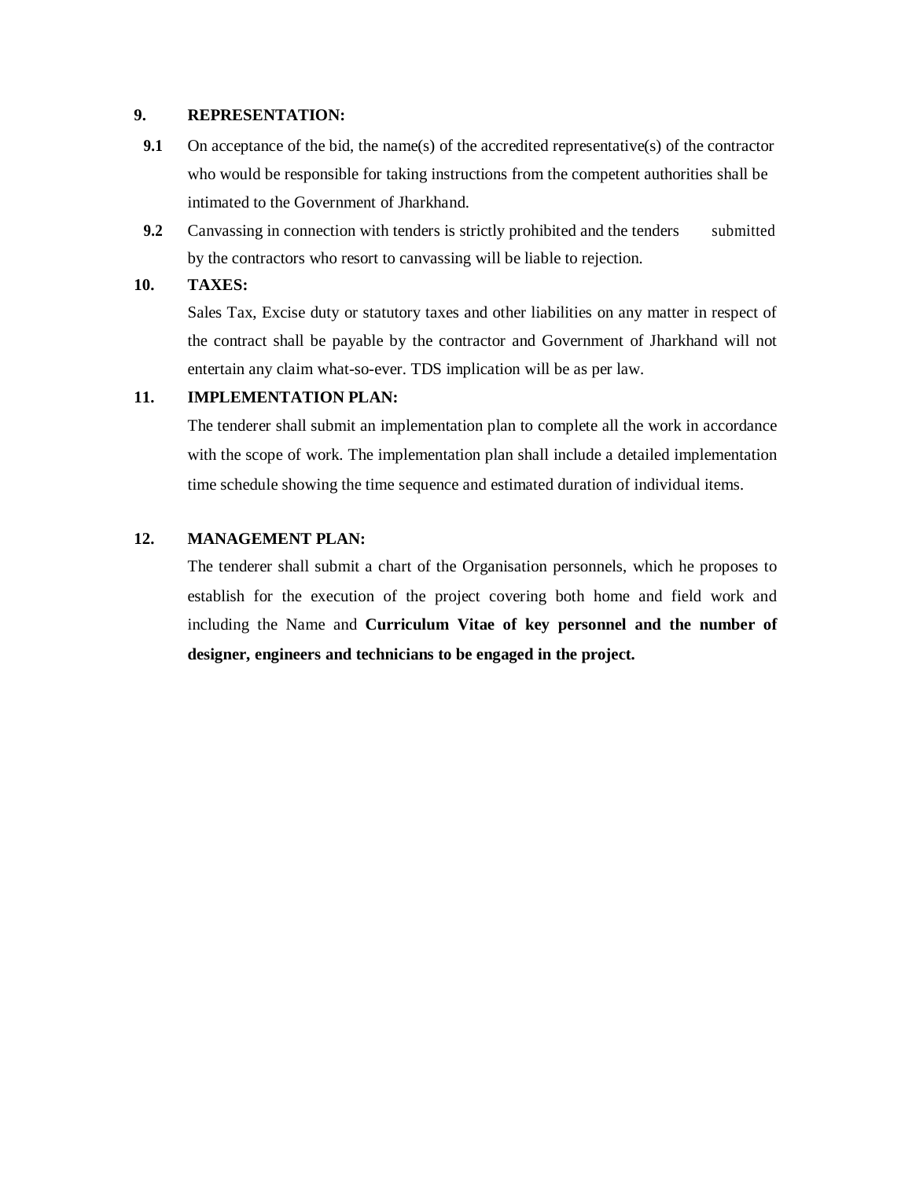**9. REPRESENTATION:**

**9.1** On acceptance of the bid, the name(s) of the accredited representative(s) of the contractor who would be responsible for taking instructions from the competent authorities shall be intimated to the Government of Jharkhand.

**9.2** Canvassing in connection with tenders is strictly prohibited and the tenders submitted by the contractors who resort to canvassing will be liable to rejection.

**10. TAXES:**

Sales Tax, Excise duty or statutory taxes and other liabilities on any matter in respect of the contract shall be payable by the contractor and Government of Jharkhand will not entertain any claim what-so-ever. TDS implication will be as per law.

**11. IMPLEMENTATION PLAN:**

The tenderer shall submit an implementation plan to complete all the work in accordance with the scope of work. The implementation plan shall include a detailed implementation time schedule showing the time sequence and estimated duration of individual items.

**12. MANAGEMENT PLAN:**

The tenderer shall submit a chart of the Organisation personnels, which he proposes to establish for the execution of the project covering both home and field work and including the Name and **Curriculum Vitae of key personnel and the number of designer, engineers and technicians to be engaged in the project.**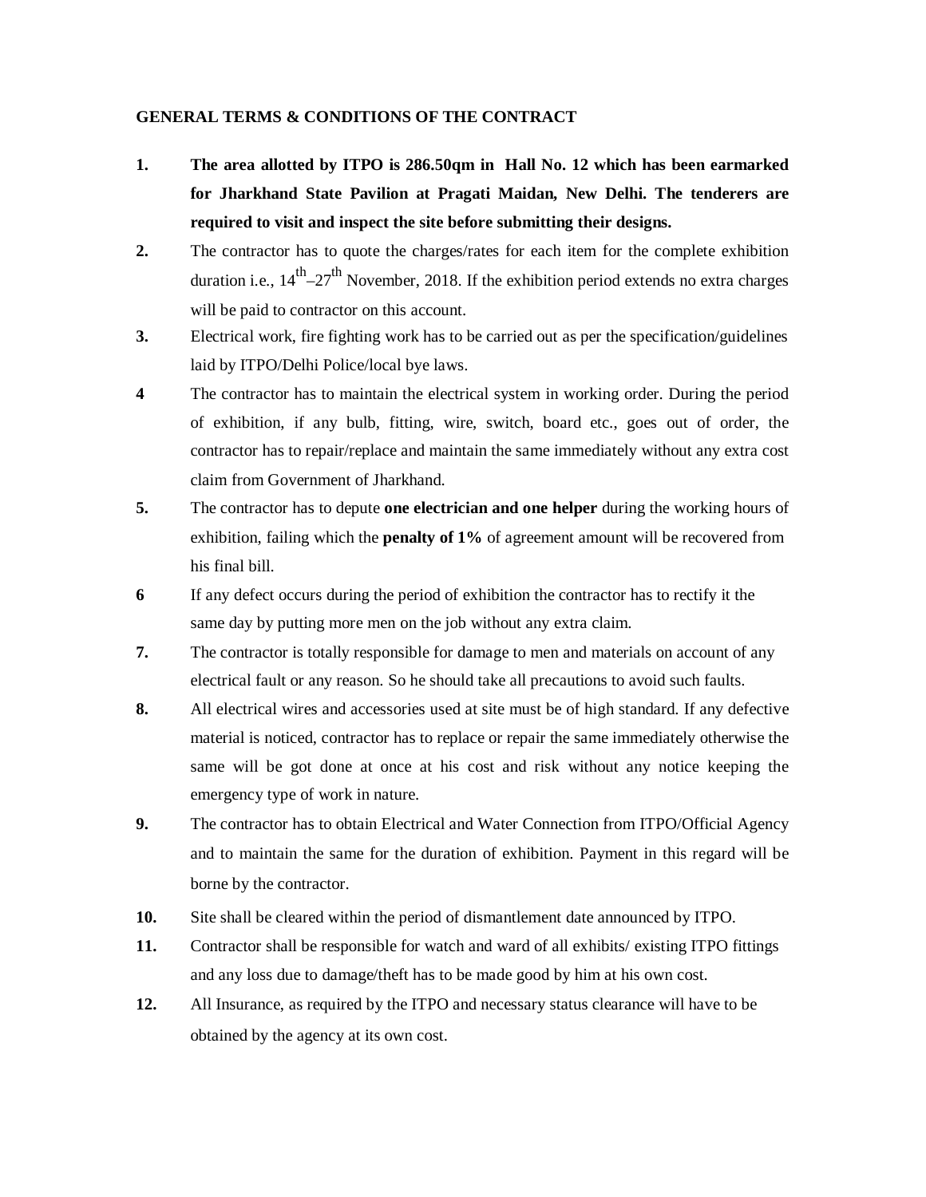**GENERAL TERMS & CONDITIONS OF THE CONTRACT**

1. **The area allotted by ITPO is 286.50qm in Hall No. 12 which has been earmarked for Jharkhand State Pavilion at Pragati Maidan, New Delhi. The tenderers are required to visit and inspect the site before submitting their designs.**
2. The contractor has to quote the charges/rates for each item for the complete exhibition duration i.e., 14th–27th November, 2018. If the exhibition period extends no extra charges will be paid to contractor on this account.
3. Electrical work, fire fighting work has to be carried out as per the specification/guidelines laid by ITPO/Delhi Police/local bye laws.
4. The contractor has to maintain the electrical system in working order. During the period of exhibition, if any bulb, fitting, wire, switch, board etc., goes out of order, the contractor has to repair/replace and maintain the same immediately without any extra cost claim from Government of Jharkhand.
5. The contractor has to depute **one electrician and one helper** during the working hours of exhibition, failing which the **penalty of 1%** of agreement amount will be recovered from his final bill.
6. If any defect occurs during the period of exhibition the contractor has to rectify it the same day by putting more men on the job without any extra claim.
7. The contractor is totally responsible for damage to men and materials on account of any electrical fault or any reason. So he should take all precautions to avoid such faults.
8. All electrical wires and accessories used at site must be of high standard. If any defective material is noticed, contractor has to replace or repair the same immediately otherwise the same will be got done at once at his cost and risk without any notice keeping the emergency type of work in nature.
9. The contractor has to obtain Electrical and Water Connection from ITPO/Official Agency and to maintain the same for the duration of exhibition. Payment in this regard will be borne by the contractor.
10. Site shall be cleared within the period of dismantlement date announced by ITPO.
11. Contractor shall be responsible for watch and ward of all exhibits/ existing ITPO fittings and any loss due to damage/theft has to be made good by him at his own cost.
12. All Insurance, as required by the ITPO and necessary status clearance will have to be obtained by the agency at its own cost.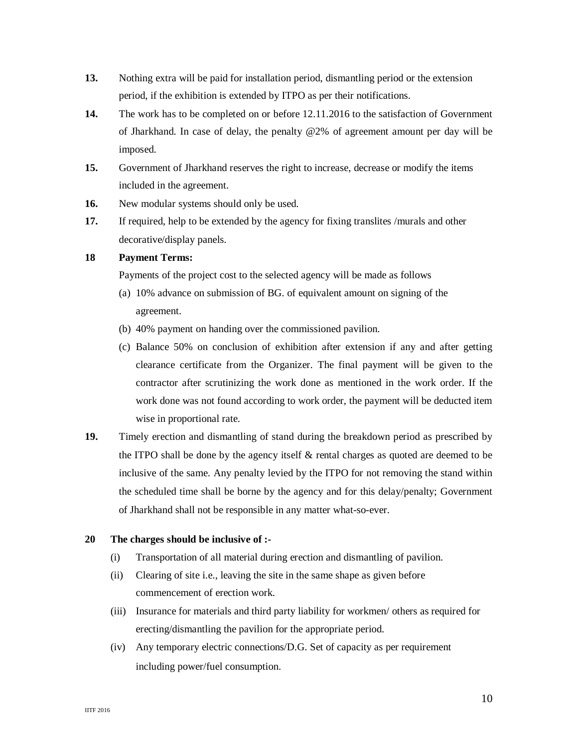**13.** Nothing extra will be paid for installation period, dismantling period or the extension period, if the exhibition is extended by ITPO as per their notifications.

**14.** The work has to be completed on or before 12.11.2016 to the satisfaction of Government of Jharkhand. In case of delay, the penalty @2% of agreement amount per day will be imposed.

**15.** Government of Jharkhand reserves the right to increase, decrease or modify the items included in the agreement.

**16.** New modular systems should only be used.

**17.** If required, help to be extended by the agency for fixing translites /murals and other decorative/display panels.

**18** **Payment Terms:**

Payments of the project cost to the selected agency will be made as follows

(a) 10% advance on submission of BG. of equivalent amount on signing of the agreement.

(b) 40% payment on handing over the commissioned pavilion.

(c) Balance 50% on conclusion of exhibition after extension if any and after getting clearance certificate from the Organizer. The final payment will be given to the contractor after scrutinizing the work done as mentioned in the work order. If the work done was not found according to work order, the payment will be deducted item wise in proportional rate.

**19.** Timely erection and dismantling of stand during the breakdown period as prescribed by the ITPO shall be done by the agency itself & rental charges as quoted are deemed to be inclusive of the same. Any penalty levied by the ITPO for not removing the stand within the scheduled time shall be borne by the agency and for this delay/penalty; Government of Jharkhand shall not be responsible in any matter what-so-ever.

**20** **The charges should be inclusive of :-**

(i) Transportation of all material during erection and dismantling of pavilion.

(ii) Clearing of site i.e., leaving the site in the same shape as given before commencement of erection work.

(iii) Insurance for materials and third party liability for workmen/ others as required for erecting/dismantling the pavilion for the appropriate period.

(iv) Any temporary electric connections/D.G. Set of capacity as per requirement including power/fuel consumption.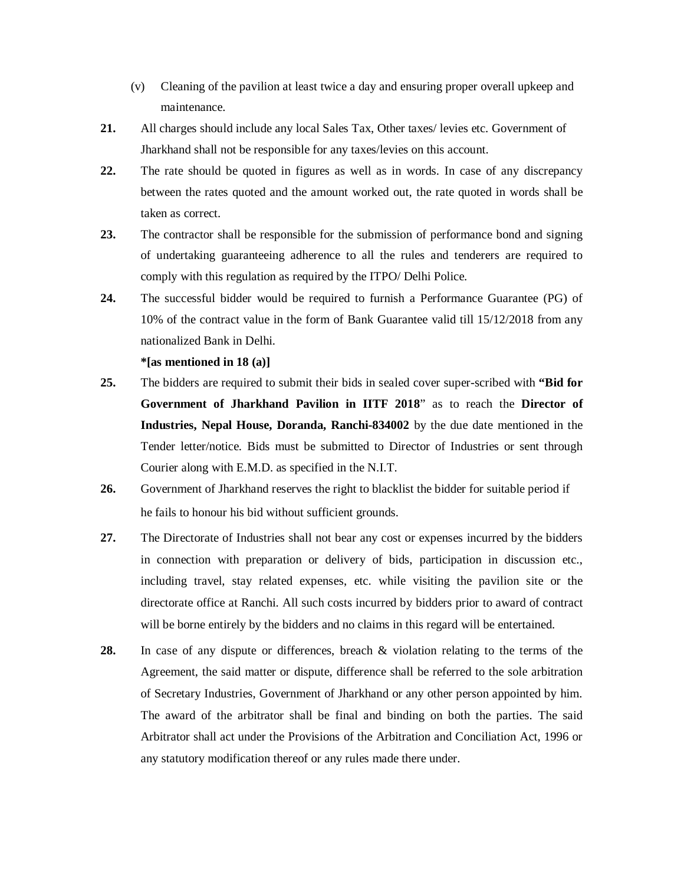(v) Cleaning of the pavilion at least twice a day and ensuring proper overall upkeep and maintenance.

**21.** All charges should include any local Sales Tax, Other taxes/ levies etc. Government of Jharkhand shall not be responsible for any taxes/levies on this account.

**22.** The rate should be quoted in figures as well as in words. In case of any discrepancy between the rates quoted and the amount worked out, the rate quoted in words shall be taken as correct.

**23.** The contractor shall be responsible for the submission of performance bond and signing of undertaking guaranteeing adherence to all the rules and tenderers are required to comply with this regulation as required by the ITPO/ Delhi Police.

**24.** The successful bidder would be required to furnish a Performance Guarantee (PG) of 10% of the contract value in the form of Bank Guarantee valid till 15/12/2018 from any nationalized Bank in Delhi.

**\*[as mentioned in 18 (a)]**

**25.** The bidders are required to submit their bids in sealed cover super-scribed with **"Bid for Government of Jharkhand Pavilion in IITF 2018"** as to reach the **Director of Industries, Nepal House, Doranda, Ranchi-834002** by the due date mentioned in the Tender letter/notice. Bids must be submitted to Director of Industries or sent through Courier along with E.M.D. as specified in the N.I.T.

**26.** Government of Jharkhand reserves the right to blacklist the bidder for suitable period if he fails to honour his bid without sufficient grounds.

**27.** The Directorate of Industries shall not bear any cost or expenses incurred by the bidders in connection with preparation or delivery of bids, participation in discussion etc., including travel, stay related expenses, etc. while visiting the pavilion site or the directorate office at Ranchi. All such costs incurred by bidders prior to award of contract will be borne entirely by the bidders and no claims in this regard will be entertained.

**28.** In case of any dispute or differences, breach & violation relating to the terms of the Agreement, the said matter or dispute, difference shall be referred to the sole arbitration of Secretary Industries, Government of Jharkhand or any other person appointed by him. The award of the arbitrator shall be final and binding on both the parties. The said Arbitrator shall act under the Provisions of the Arbitration and Conciliation Act, 1996 or any statutory modification thereof or any rules made there under.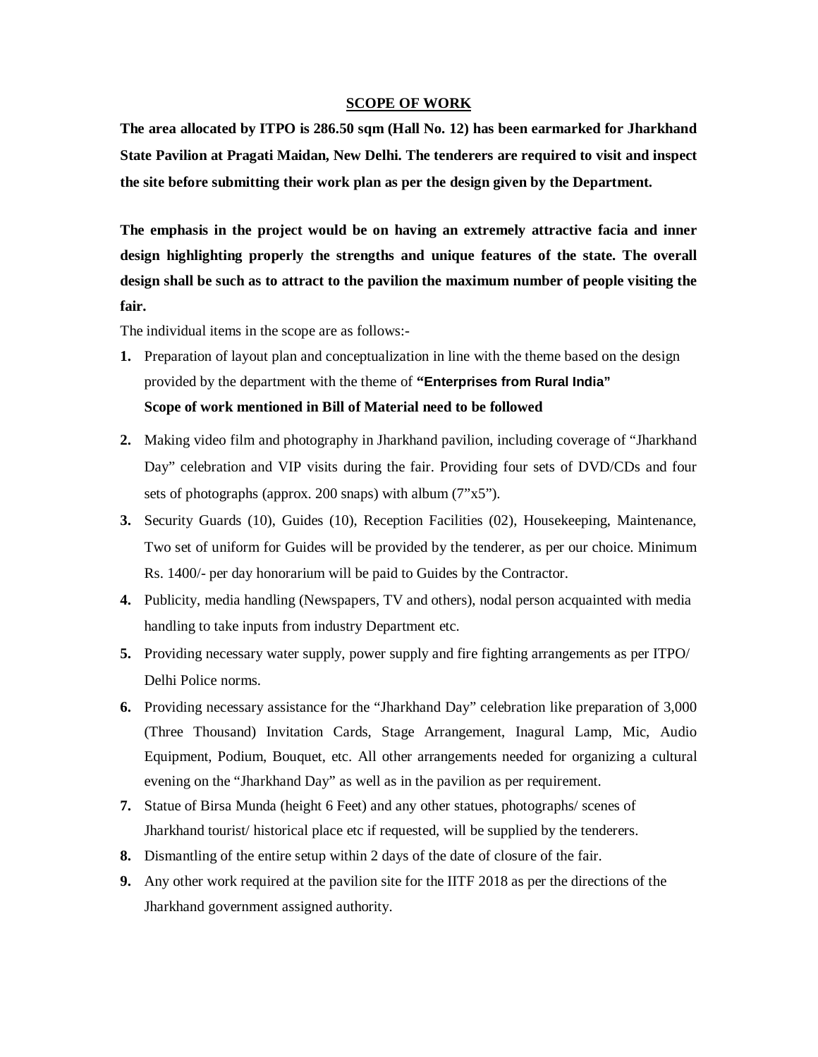## SCOPE OF WORK

**The area allocated by ITPO is 286.50 sqm (Hall No. 12) has been earmarked for Jharkhand State Pavilion at Pragati Maidan, New Delhi. The tenderers are required to visit and inspect the site before submitting their work plan as per the design given by the Department.**

**The emphasis in the project would be on having an extremely attractive facia and inner design highlighting properly the strengths and unique features of the state. The overall design shall be such as to attract to the pavilion the maximum number of people visiting the fair.**

The individual items in the scope are as follows:-

1. Preparation of layout plan and conceptualization in line with the theme based on the design provided by the department with the theme of **"Enterprises from Rural India"**
   **Scope of work mentioned in Bill of Material need to be followed**
2. Making video film and photography in Jharkhand pavilion, including coverage of "Jharkhand Day" celebration and VIP visits during the fair. Providing four sets of DVD/CDs and four sets of photographs (approx. 200 snaps) with album (7"x5").
3. Security Guards (10), Guides (10), Reception Facilities (02), Housekeeping, Maintenance, Two set of uniform for Guides will be provided by the tenderer, as per our choice. Minimum Rs. 1400/- per day honorarium will be paid to Guides by the Contractor.
4. Publicity, media handling (Newspapers, TV and others), nodal person acquainted with media handling to take inputs from industry Department etc.
5. Providing necessary water supply, power supply and fire fighting arrangements as per ITPO/ Delhi Police norms.
6. Providing necessary assistance for the "Jharkhand Day" celebration like preparation of 3,000 (Three Thousand) Invitation Cards, Stage Arrangement, Inagural Lamp, Mic, Audio Equipment, Podium, Bouquet, etc. All other arrangements needed for organizing a cultural evening on the "Jharkhand Day" as well as in the pavilion as per requirement.
7. Statue of Birsa Munda (height 6 Feet) and any other statues, photographs/ scenes of Jharkhand tourist/ historical place etc if requested, will be supplied by the tenderers.
8. Dismantling of the entire setup within 2 days of the date of closure of the fair.
9. Any other work required at the pavilion site for the IITF 2018 as per the directions of the Jharkhand government assigned authority.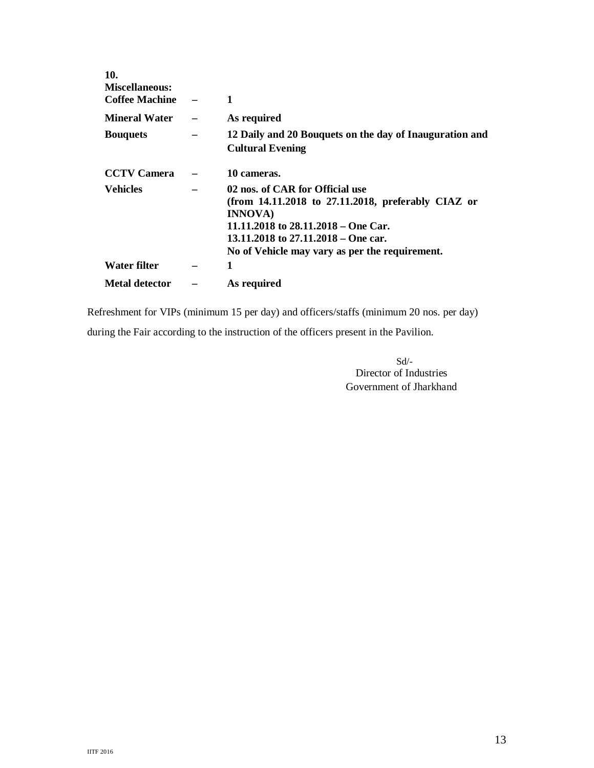**10. Miscellaneous:**

| | | |
|---|---|---|
| **Coffee Machine** | **–** | **1** |
| **Mineral Water** | **–** | **As required** |
| **Bouquets** | **–** | **12 Daily and 20 Bouquets on the day of Inauguration and Cultural Evening** |
| **CCTV Camera** | **–** | **10 cameras.** |
| **Vehicles** | **–** | **02 nos. of CAR for Official use (from 14.11.2018 to 27.11.2018, preferably CIAZ or INNOVA)**<br>**11.11.2018 to 28.11.2018 – One Car.**<br>**13.11.2018 to 27.11.2018 – One car.**<br>**No of Vehicle may vary as per the requirement.** |
| **Water filter** | **–** | **1** |
| **Metal detector** | **–** | **As required** |

Refreshment for VIPs (minimum 15 per day) and officers/staffs (minimum 20 nos. per day) during the Fair according to the instruction of the officers present in the Pavilion.

Sd/-
Director of Industries
Government of Jharkhand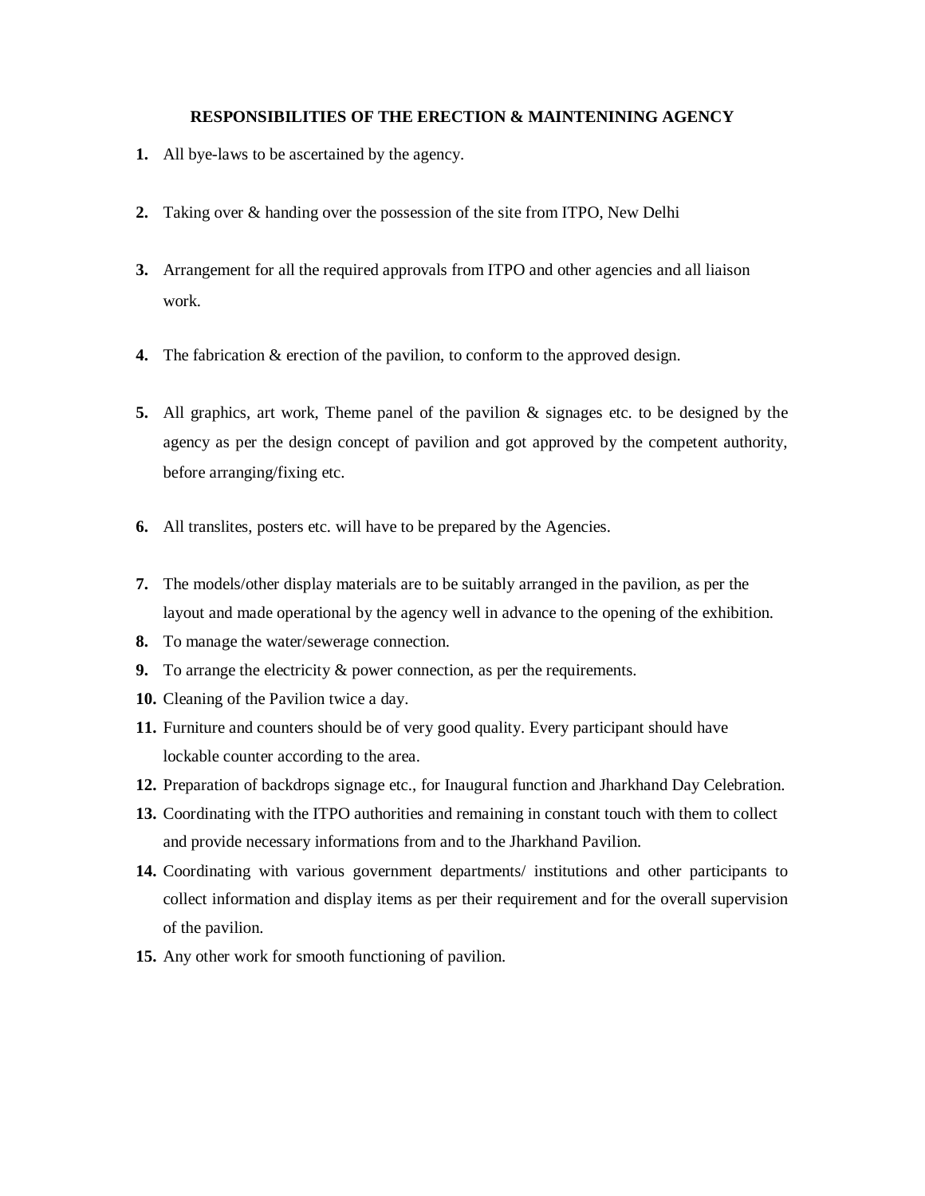## RESPONSIBILITIES OF THE ERECTION & MAINTENINING AGENCY

1. All bye-laws to be ascertained by the agency.
2. Taking over & handing over the possession of the site from ITPO, New Delhi
3. Arrangement for all the required approvals from ITPO and other agencies and all liaison work.
4. The fabrication & erection of the pavilion, to conform to the approved design.
5. All graphics, art work, Theme panel of the pavilion & signages etc. to be designed by the agency as per the design concept of pavilion and got approved by the competent authority, before arranging/fixing etc.
6. All translites, posters etc. will have to be prepared by the Agencies.
7. The models/other display materials are to be suitably arranged in the pavilion, as per the layout and made operational by the agency well in advance to the opening of the exhibition.
8. To manage the water/sewerage connection.
9. To arrange the electricity & power connection, as per the requirements.
10. Cleaning of the Pavilion twice a day.
11. Furniture and counters should be of very good quality. Every participant should have lockable counter according to the area.
12. Preparation of backdrops signage etc., for Inaugural function and Jharkhand Day Celebration.
13. Coordinating with the ITPO authorities and remaining in constant touch with them to collect and provide necessary informations from and to the Jharkhand Pavilion.
14. Coordinating with various government departments/ institutions and other participants to collect information and display items as per their requirement and for the overall supervision of the pavilion.
15. Any other work for smooth functioning of pavilion.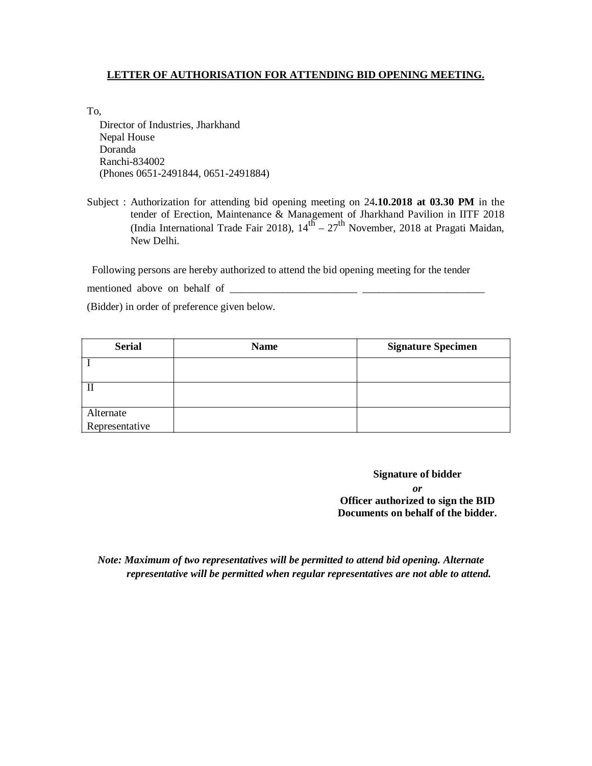**LETTER OF AUTHORISATION FOR ATTENDING BID OPENING MEETING.**

To,

Director of Industries, Jharkhand
Nepal House
Doranda
Ranchi-834002
(Phones 0651-2491844, 0651-2491884)

Subject : Authorization for attending bid opening meeting on 24**.10.2018 at 03.30 PM** in the tender of Erection, Maintenance & Management of Jharkhand Pavilion in IITF 2018 (India International Trade Fair 2018), 14th – 27th November, 2018 at Pragati Maidan, New Delhi.

Following persons are hereby authorized to attend the bid opening meeting for the tender mentioned above on behalf of ________________________ _______________________ (Bidder) in order of preference given below.

| Serial | Name | Signature Specimen |
|---|---|---|
| I | | |
| II | | |
| Alternate Representative | | |

**Signature of bidder**
***or***
**Officer authorized to sign the BID Documents on behalf of the bidder.**

***Note: Maximum of two representatives will be permitted to attend bid opening. Alternate representative will be permitted when regular representatives are not able to attend.***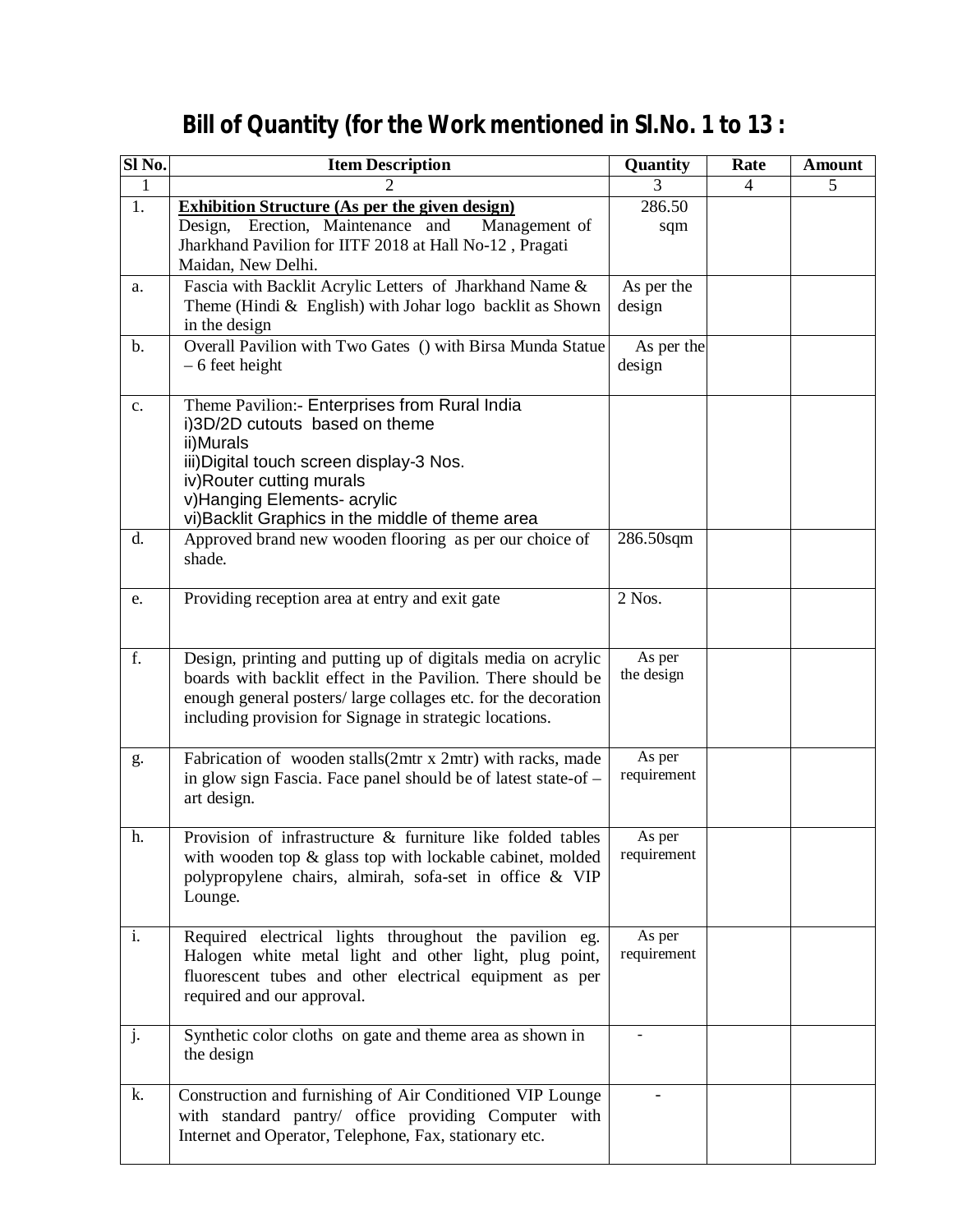## Bill of Quantity (for the Work mentioned in Sl.No. 1 to 13 :

| Sl No. | Item Description | Quantity | Rate | Amount |
|---|---|---|---|---|
| 1 | 2 | 3 | 4 | 5 |
| 1. | **Exhibition Structure (As per the given design)** Design, Erection, Maintenance and Management of Jharkhand Pavilion for IITF 2018 at Hall No-12 , Pragati Maidan, New Delhi. | 286.50 sqm | | |
| a. | Fascia with Backlit Acrylic Letters of Jharkhand Name & Theme (Hindi & English) with Johar logo backlit as Shown in the design | As per the design | | |
| b. | Overall Pavilion with Two Gates () with Birsa Munda Statue – 6 feet height | As per the design | | |
| c. | Theme Pavilion:- Enterprises from Rural India<br>i)3D/2D cutouts based on theme<br>ii)Murals<br>iii)Digital touch screen display-3 Nos.<br>iv)Router cutting murals<br>v)Hanging Elements- acrylic<br>vi)Backlit Graphics in the middle of theme area | | | |
| d. | Approved brand new wooden flooring as per our choice of shade. | 286.50sqm | | |
| e. | Providing reception area at entry and exit gate | 2 Nos. | | |
| f. | Design, printing and putting up of digitals media on acrylic boards with backlit effect in the Pavilion. There should be enough general posters/ large collages etc. for the decoration including provision for Signage in strategic locations. | As per the design | | |
| g. | Fabrication of wooden stalls(2mtr x 2mtr) with racks, made in glow sign Fascia. Face panel should be of latest state-of – art design. | As per requirement | | |
| h. | Provision of infrastructure & furniture like folded tables with wooden top & glass top with lockable cabinet, molded polypropylene chairs, almirah, sofa-set in office & VIP Lounge. | As per requirement | | |
| i. | Required electrical lights throughout the pavilion eg. Halogen white metal light and other light, plug point, fluorescent tubes and other electrical equipment as per required and our approval. | As per requirement | | |
| j. | Synthetic color cloths on gate and theme area as shown in the design | - | | |
| k. | Construction and furnishing of Air Conditioned VIP Lounge with standard pantry/ office providing Computer with Internet and Operator, Telephone, Fax, stationary etc. | - | | |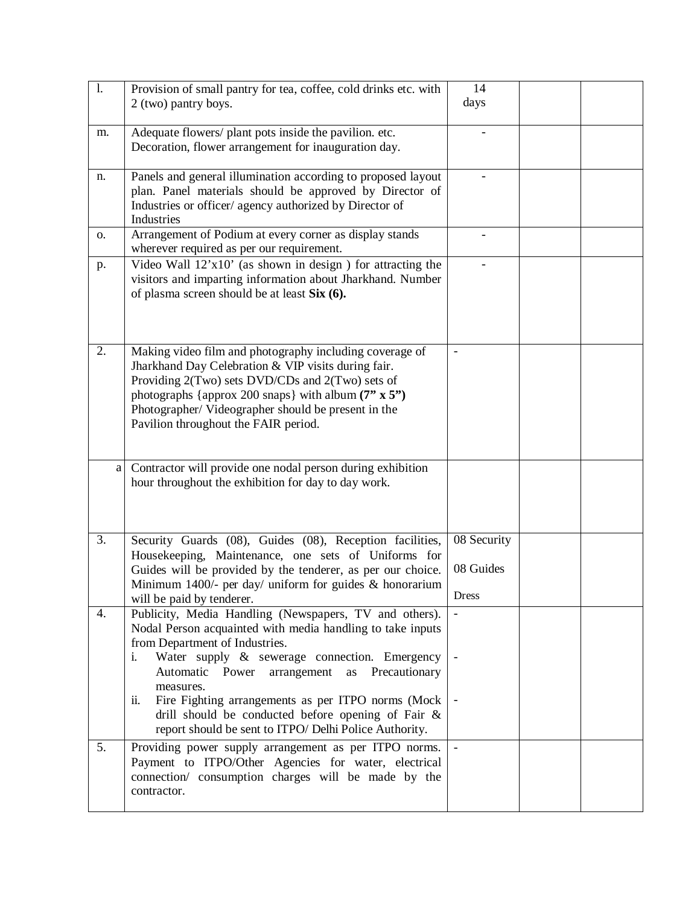| | | | | |
|---|---|---|---|---|
| l. | Provision of small pantry for tea, coffee, cold drinks etc. with 2 (two) pantry boys. | 14 days | | |
| m. | Adequate flowers/ plant pots inside the pavilion. etc. Decoration, flower arrangement for inauguration day. | - | | |
| n. | Panels and general illumination according to proposed layout plan. Panel materials should be approved by Director of Industries or officer/ agency authorized by Director of Industries | - | | |
| o. | Arrangement of Podium at every corner as display stands wherever required as per our requirement. | - | | |
| p. | Video Wall 12'x10' (as shown in design ) for attracting the visitors and imparting information about Jharkhand. Number of plasma screen should be at least **Six (6).** | - | | |
| 2. | Making video film and photography including coverage of Jharkhand Day Celebration & VIP visits during fair. Providing 2(Two) sets DVD/CDs and 2(Two) sets of photographs {approx 200 snaps} with album **(7" x 5")** Photographer/ Videographer should be present in the Pavilion throughout the FAIR period. | - | | |
| a | Contractor will provide one nodal person during exhibition hour throughout the exhibition for day to day work. | | | |
| 3. | Security Guards (08), Guides (08), Reception facilities, Housekeeping, Maintenance, one sets of Uniforms for Guides will be provided by the tenderer, as per our choice. Minimum 1400/- per day/ uniform for guides & honorarium will be paid by tenderer. | 08 Security<br>08 Guides<br>Dress | | |
| 4. | Publicity, Media Handling (Newspapers, TV and others). Nodal Person acquainted with media handling to take inputs from Department of Industries.<br>i. Water supply & sewerage connection. Emergency Automatic Power arrangement as Precautionary measures.<br>ii. Fire Fighting arrangements as per ITPO norms (Mock drill should be conducted before opening of Fair & report should be sent to ITPO/ Delhi Police Authority. | -<br>-<br>- | | |
| 5. | Providing power supply arrangement as per ITPO norms. Payment to ITPO/Other Agencies for water, electrical connection/ consumption charges will be made by the contractor. | - | | |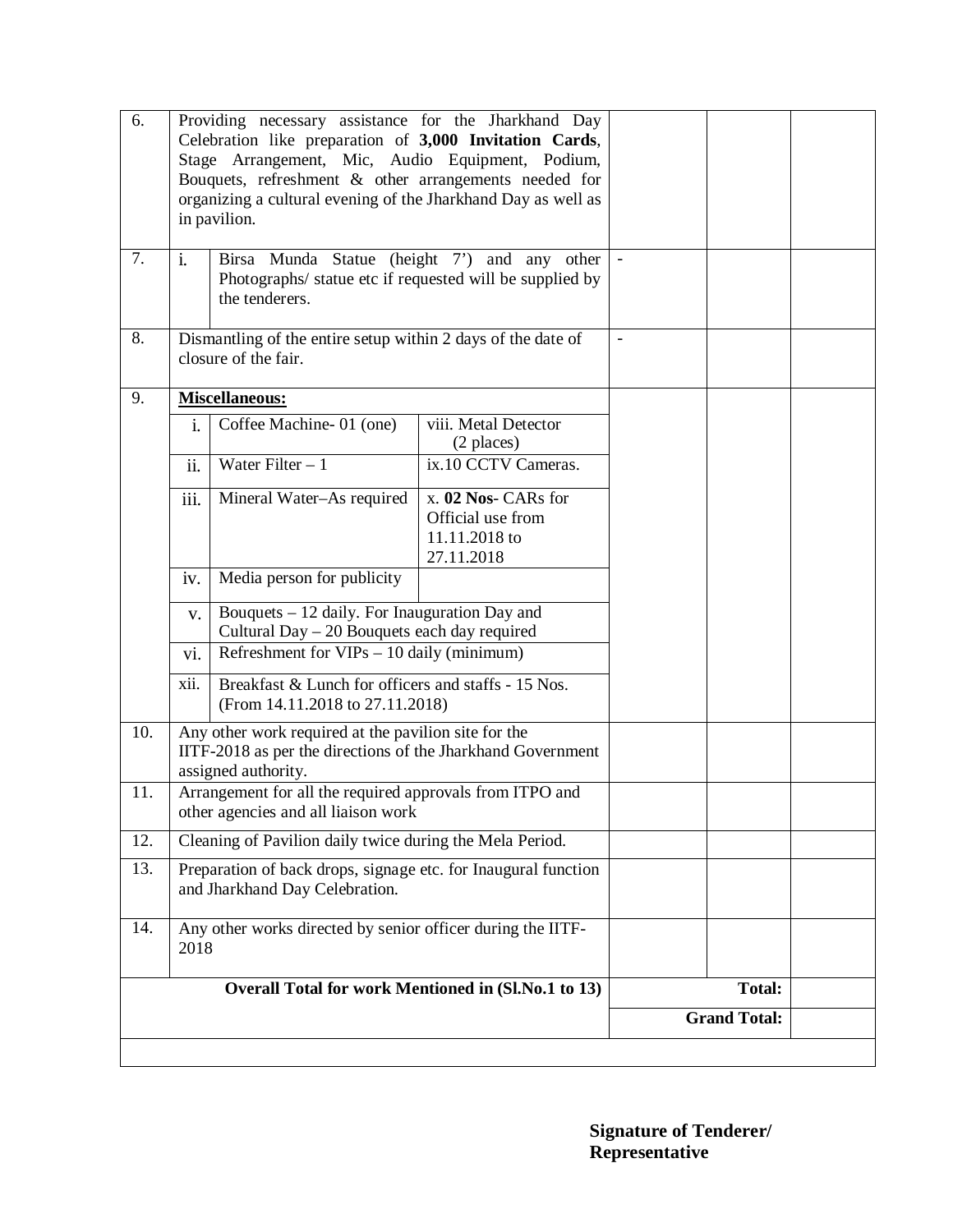| | | | | |
|---|---|---|---|---|
| 6. | Providing necessary assistance for the Jharkhand Day Celebration like preparation of **3,000 Invitation Cards**, Stage Arrangement, Mic, Audio Equipment, Podium, Bouquets, refreshment & other arrangements needed for organizing a cultural evening of the Jharkhand Day as well as in pavilion. | | | |
| 7. | i. Birsa Munda Statue (height 7') and any other Photographs/ statue etc if requested will be supplied by the tenderers. | - | | |
| 8. | Dismantling of the entire setup within 2 days of the date of closure of the fair. | - | | |
| 9. | **Miscellaneous:**<br>i. Coffee Machine- 01 (one)<br>ii. Water Filter – 1<br>iii. Mineral Water–As required<br>iv. Media person for publicity<br>v. Bouquets – 12 daily. For Inauguration Day and Cultural Day – 20 Bouquets each day required<br>vi. Refreshment for VIPs – 10 daily (minimum)<br>viii. Metal Detector (2 places)<br>ix.10 CCTV Cameras.<br>x. **02 Nos**- CARs for Official use from 11.11.2018 to 27.11.2018<br>xii. Breakfast & Lunch for officers and staffs - 15 Nos. (From 14.11.2018 to 27.11.2018) | | | |
| 10. | Any other work required at the pavilion site for the IITF-2018 as per the directions of the Jharkhand Government assigned authority. | | | |
| 11. | Arrangement for all the required approvals from ITPO and other agencies and all liaison work | | | |
| 12. | Cleaning of Pavilion daily twice during the Mela Period. | | | |
| 13. | Preparation of back drops, signage etc. for Inaugural function and Jharkhand Day Celebration. | | | |
| 14. | Any other works directed by senior officer during the IITF-2018 | | | |
| | **Overall Total for work Mentioned in (Sl.No.1 to 13)** | | **Total:** | |
| | | | **Grand Total:** | |

**Signature of Tenderer/ Representative**